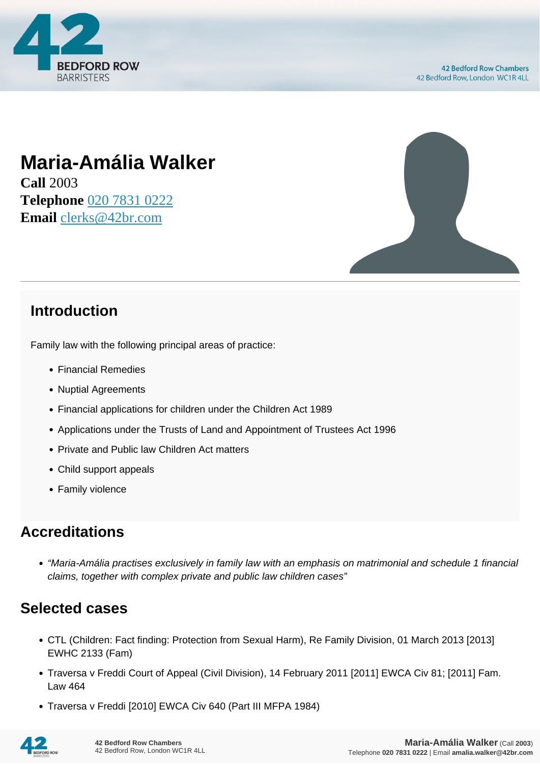# Maria-Amália Walker

**Call** 2003
**Telephone** 020 7831 0222
**Email** clerks@42br.com

## Introduction

Family law with the following principal areas of practice:

- Financial Remedies
- Nuptial Agreements
- Financial applications for children under the Children Act 1989
- Applications under the Trusts of Land and Appointment of Trustees Act 1996
- Private and Public law Children Act matters
- Child support appeals
- Family violence

## Accreditations

- *"Maria-Amália practises exclusively in family law with an emphasis on matrimonial and schedule 1 financial claims, together with complex private and public law children cases"*

## Selected cases

- CTL (Children: Fact finding: Protection from Sexual Harm), Re Family Division, 01 March 2013 [2013] EWHC 2133 (Fam)
- Traversa v Freddi Court of Appeal (Civil Division), 14 February 2011 [2011] EWCA Civ 81; [2011] Fam. Law 464
- Traversa v Freddi [2010] EWCA Civ 640 (Part III MFPA 1984)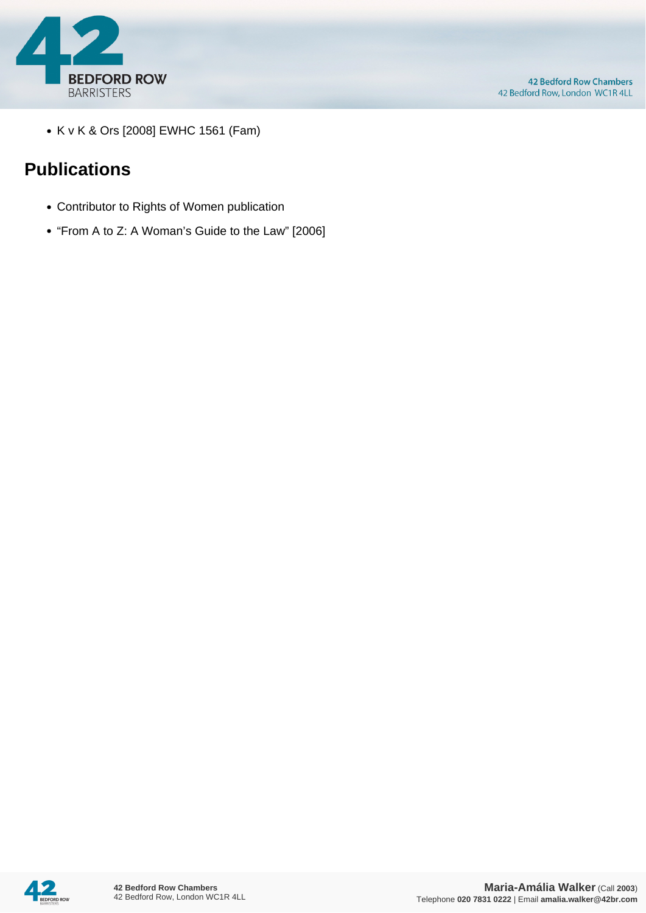- K v K & Ors [2008] EWHC 1561 (Fam)

## Publications

- Contributor to Rights of Women publication
- “From A to Z: A Woman’s Guide to the Law” [2006]